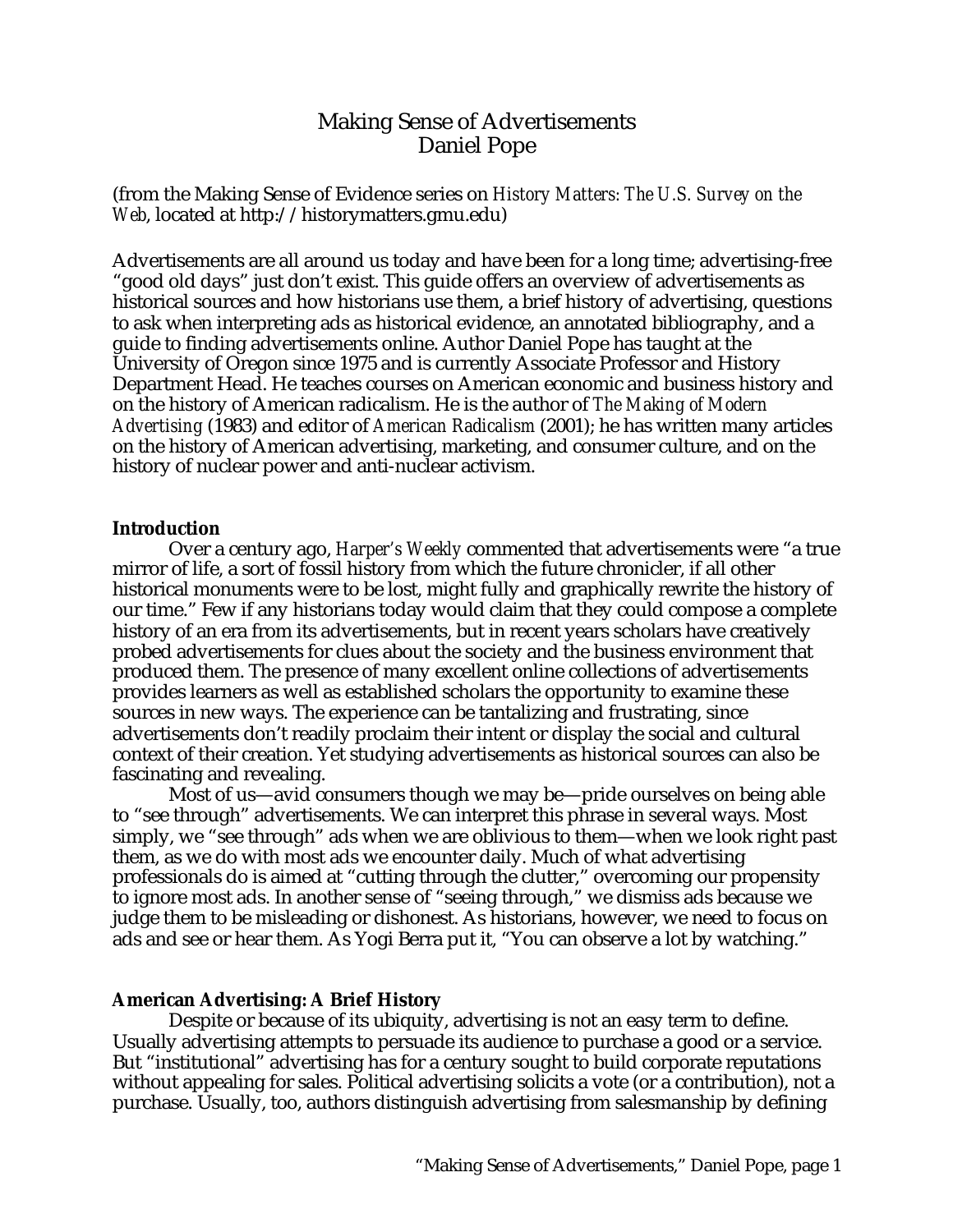# Making Sense of Advertisements
## Daniel Pope

(from the Making Sense of Evidence series on *History Matters: The U.S. Survey on the Web*, located at http://historymatters.gmu.edu)

Advertisements are all around us today and have been for a long time; advertising-free "good old days" just don't exist. This guide offers an overview of advertisements as historical sources and how historians use them, a brief history of advertising, questions to ask when interpreting ads as historical evidence, an annotated bibliography, and a guide to finding advertisements online. Author Daniel Pope has taught at the University of Oregon since 1975 and is currently Associate Professor and History Department Head. He teaches courses on American economic and business history and on the history of American radicalism. He is the author of *The Making of Modern Advertising* (1983) and editor of *American Radicalism* (2001); he has written many articles on the history of American advertising, marketing, and consumer culture, and on the history of nuclear power and anti-nuclear activism.

### Introduction

Over a century ago, *Harper's Weekly* commented that advertisements were "a true mirror of life, a sort of fossil history from which the future chronicler, if all other historical monuments were to be lost, might fully and graphically rewrite the history of our time." Few if any historians today would claim that they could compose a complete history of an era from its advertisements, but in recent years scholars have creatively probed advertisements for clues about the society and the business environment that produced them. The presence of many excellent online collections of advertisements provides learners as well as established scholars the opportunity to examine these sources in new ways. The experience can be tantalizing and frustrating, since advertisements don't readily proclaim their intent or display the social and cultural context of their creation. Yet studying advertisements as historical sources can also be fascinating and revealing.

Most of us—avid consumers though we may be—pride ourselves on being able to "see through" advertisements. We can interpret this phrase in several ways. Most simply, we "see through" ads when we are oblivious to them—when we look right past them, as we do with most ads we encounter daily. Much of what advertising professionals do is aimed at "cutting through the clutter," overcoming our propensity to ignore most ads. In another sense of "seeing through," we dismiss ads because we judge them to be misleading or dishonest. As historians, however, we need to focus on ads and see or hear them. As Yogi Berra put it, "You can observe a lot by watching."

### American Advertising: A Brief History

Despite or because of its ubiquity, advertising is not an easy term to define. Usually advertising attempts to persuade its audience to purchase a good or a service. But "institutional" advertising has for a century sought to build corporate reputations without appealing for sales. Political advertising solicits a vote (or a contribution), not a purchase. Usually, too, authors distinguish advertising from salesmanship by defining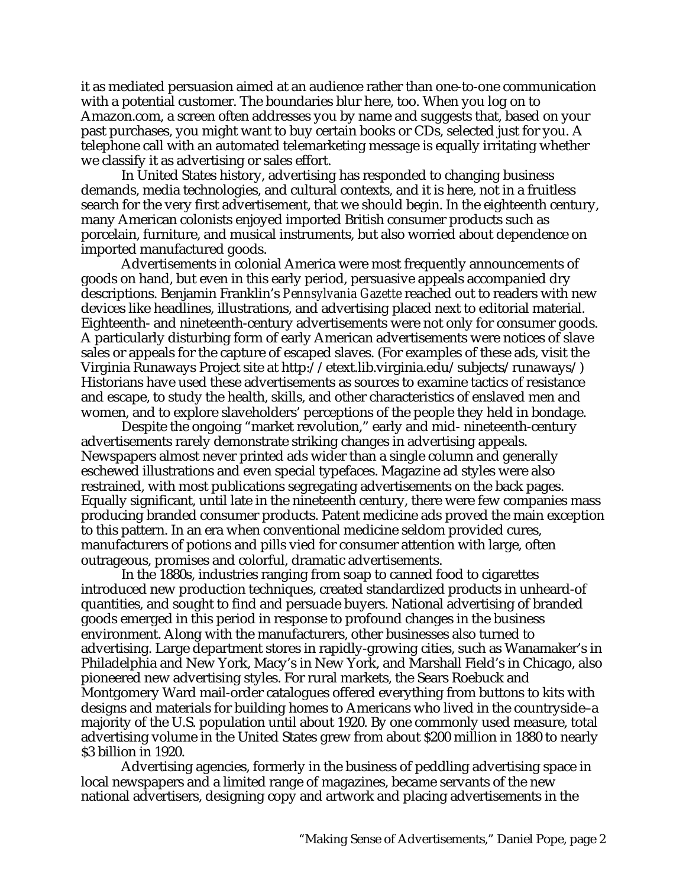it as mediated persuasion aimed at an audience rather than one-to-one communication with a potential customer. The boundaries blur here, too. When you log on to Amazon.com, a screen often addresses you by name and suggests that, based on your past purchases, you might want to buy certain books or CDs, selected just for you. A telephone call with an automated telemarketing message is equally irritating whether we classify it as advertising or sales effort.

In United States history, advertising has responded to changing business demands, media technologies, and cultural contexts, and it is here, not in a fruitless search for the very first advertisement, that we should begin. In the eighteenth century, many American colonists enjoyed imported British consumer products such as porcelain, furniture, and musical instruments, but also worried about dependence on imported manufactured goods.

Advertisements in colonial America were most frequently announcements of goods on hand, but even in this early period, persuasive appeals accompanied dry descriptions. Benjamin Franklin's *Pennsylvania Gazette* reached out to readers with new devices like headlines, illustrations, and advertising placed next to editorial material. Eighteenth- and nineteenth-century advertisements were not only for consumer goods. A particularly disturbing form of early American advertisements were notices of slave sales or appeals for the capture of escaped slaves. (For examples of these ads, visit the Virginia Runaways Project site at http://etext.lib.virginia.edu/subjects/runaways/) Historians have used these advertisements as sources to examine tactics of resistance and escape, to study the health, skills, and other characteristics of enslaved men and women, and to explore slaveholders' perceptions of the people they held in bondage.

Despite the ongoing "market revolution," early and mid- nineteenth-century advertisements rarely demonstrate striking changes in advertising appeals. Newspapers almost never printed ads wider than a single column and generally eschewed illustrations and even special typefaces. Magazine ad styles were also restrained, with most publications segregating advertisements on the back pages. Equally significant, until late in the nineteenth century, there were few companies mass producing branded consumer products. Patent medicine ads proved the main exception to this pattern. In an era when conventional medicine seldom provided cures, manufacturers of potions and pills vied for consumer attention with large, often outrageous, promises and colorful, dramatic advertisements.

In the 1880s, industries ranging from soap to canned food to cigarettes introduced new production techniques, created standardized products in unheard-of quantities, and sought to find and persuade buyers. National advertising of branded goods emerged in this period in response to profound changes in the business environment. Along with the manufacturers, other businesses also turned to advertising. Large department stores in rapidly-growing cities, such as Wanamaker's in Philadelphia and New York, Macy's in New York, and Marshall Field's in Chicago, also pioneered new advertising styles. For rural markets, the Sears Roebuck and Montgomery Ward mail-order catalogues offered everything from buttons to kits with designs and materials for building homes to Americans who lived in the countryside–a majority of the U.S. population until about 1920. By one commonly used measure, total advertising volume in the United States grew from about $200 million in 1880 to nearly $3 billion in 1920.

Advertising agencies, formerly in the business of peddling advertising space in local newspapers and a limited range of magazines, became servants of the new national advertisers, designing copy and artwork and placing advertisements in the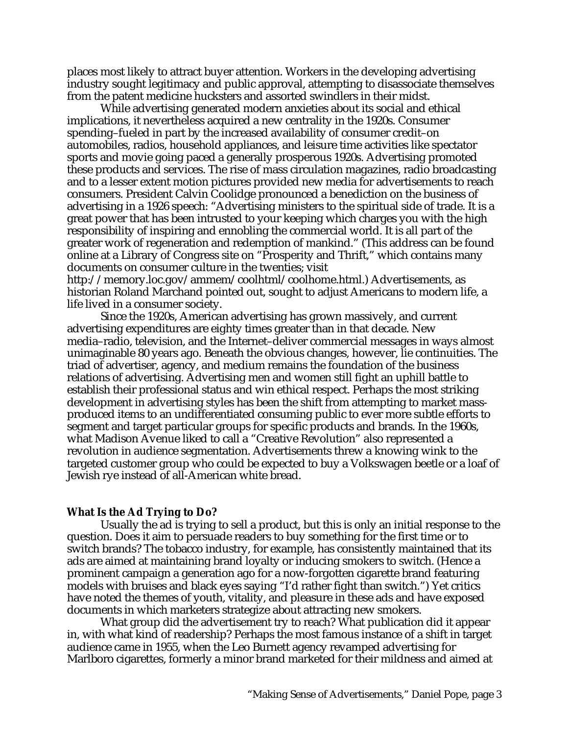places most likely to attract buyer attention. Workers in the developing advertising industry sought legitimacy and public approval, attempting to disassociate themselves from the patent medicine hucksters and assorted swindlers in their midst.

While advertising generated modern anxieties about its social and ethical implications, it nevertheless acquired a new centrality in the 1920s. Consumer spending–fueled in part by the increased availability of consumer credit–on automobiles, radios, household appliances, and leisure time activities like spectator sports and movie going paced a generally prosperous 1920s. Advertising promoted these products and services. The rise of mass circulation magazines, radio broadcasting and to a lesser extent motion pictures provided new media for advertisements to reach consumers. President Calvin Coolidge pronounced a benediction on the business of advertising in a 1926 speech: "Advertising ministers to the spiritual side of trade. It is a great power that has been intrusted to your keeping which charges you with the high responsibility of inspiring and ennobling the commercial world. It is all part of the greater work of regeneration and redemption of mankind." (This address can be found online at a Library of Congress site on "Prosperity and Thrift," which contains many documents on consumer culture in the twenties; visit http://memory.loc.gov/ammem/coolhtml/coolhome.html.) Advertisements, as historian Roland Marchand pointed out, sought to adjust Americans to modern life, a life lived in a consumer society.

Since the 1920s, American advertising has grown massively, and current advertising expenditures are eighty times greater than in that decade. New media–radio, television, and the Internet–deliver commercial messages in ways almost unimaginable 80 years ago. Beneath the obvious changes, however, lie continuities. The triad of advertiser, agency, and medium remains the foundation of the business relations of advertising. Advertising men and women still fight an uphill battle to establish their professional status and win ethical respect. Perhaps the most striking development in advertising styles has been the shift from attempting to market mass-produced items to an undifferentiated consuming public to ever more subtle efforts to segment and target particular groups for specific products and brands. In the 1960s, what Madison Avenue liked to call a "Creative Revolution" also represented a revolution in audience segmentation. Advertisements threw a knowing wink to the targeted customer group who could be expected to buy a Volkswagen beetle or a loaf of Jewish rye instead of all-American white bread.

### What Is the Ad Trying to Do?

Usually the ad is trying to sell a product, but this is only an initial response to the question. Does it aim to persuade readers to buy something for the first time or to switch brands? The tobacco industry, for example, has consistently maintained that its ads are aimed at maintaining brand loyalty or inducing smokers to switch. (Hence a prominent campaign a generation ago for a now-forgotten cigarette brand featuring models with bruises and black eyes saying "I'd rather fight than switch.") Yet critics have noted the themes of youth, vitality, and pleasure in these ads and have exposed documents in which marketers strategize about attracting new smokers.

What group did the advertisement try to reach? What publication did it appear in, with what kind of readership? Perhaps the most famous instance of a shift in target audience came in 1955, when the Leo Burnett agency revamped advertising for Marlboro cigarettes, formerly a minor brand marketed for their mildness and aimed at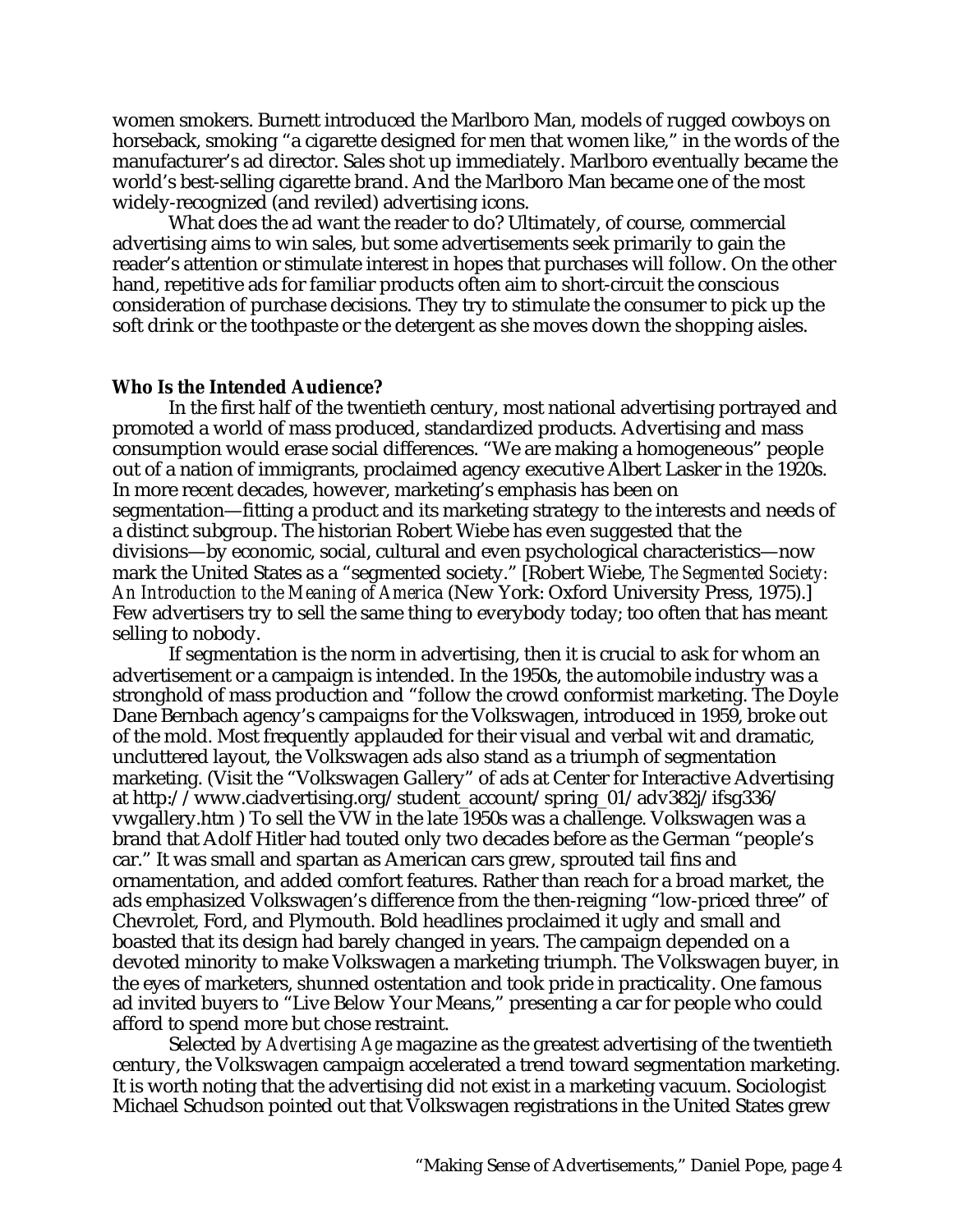women smokers. Burnett introduced the Marlboro Man, models of rugged cowboys on horseback, smoking "a cigarette designed for men that women like," in the words of the manufacturer's ad director. Sales shot up immediately. Marlboro eventually became the world's best-selling cigarette brand. And the Marlboro Man became one of the most widely-recognized (and reviled) advertising icons.

What does the ad want the reader to do? Ultimately, of course, commercial advertising aims to win sales, but some advertisements seek primarily to gain the reader's attention or stimulate interest in hopes that purchases will follow. On the other hand, repetitive ads for familiar products often aim to short-circuit the conscious consideration of purchase decisions. They try to stimulate the consumer to pick up the soft drink or the toothpaste or the detergent as she moves down the shopping aisles.

**Who Is the Intended Audience?**

In the first half of the twentieth century, most national advertising portrayed and promoted a world of mass produced, standardized products. Advertising and mass consumption would erase social differences. "We are making a homogeneous" people out of a nation of immigrants, proclaimed agency executive Albert Lasker in the 1920s. In more recent decades, however, marketing's emphasis has been on segmentation—fitting a product and its marketing strategy to the interests and needs of a distinct subgroup. The historian Robert Wiebe has even suggested that the divisions—by economic, social, cultural and even psychological characteristics—now mark the United States as a "segmented society." [Robert Wiebe, *The Segmented Society: An Introduction to the Meaning of America* (New York: Oxford University Press, 1975).] Few advertisers try to sell the same thing to everybody today; too often that has meant selling to nobody.

If segmentation is the norm in advertising, then it is crucial to ask for whom an advertisement or a campaign is intended. In the 1950s, the automobile industry was a stronghold of mass production and "follow the crowd conformist marketing. The Doyle Dane Bernbach agency's campaigns for the Volkswagen, introduced in 1959, broke out of the mold. Most frequently applauded for their visual and verbal wit and dramatic, uncluttered layout, the Volkswagen ads also stand as a triumph of segmentation marketing. (Visit the "Volkswagen Gallery" of ads at Center for Interactive Advertising at http://www.ciadvertising.org/student_account/spring_01/adv382j/ifsg336/vwgallery.htm ) To sell the VW in the late 1950s was a challenge. Volkswagen was a brand that Adolf Hitler had touted only two decades before as the German "people's car." It was small and spartan as American cars grew, sprouted tail fins and ornamentation, and added comfort features. Rather than reach for a broad market, the ads emphasized Volkswagen's difference from the then-reigning "low-priced three" of Chevrolet, Ford, and Plymouth. Bold headlines proclaimed it ugly and small and boasted that its design had barely changed in years. The campaign depended on a devoted minority to make Volkswagen a marketing triumph. The Volkswagen buyer, in the eyes of marketers, shunned ostentation and took pride in practicality. One famous ad invited buyers to "Live Below Your Means," presenting a car for people who could afford to spend more but chose restraint.

Selected by *Advertising Age* magazine as the greatest advertising of the twentieth century, the Volkswagen campaign accelerated a trend toward segmentation marketing. It is worth noting that the advertising did not exist in a marketing vacuum. Sociologist Michael Schudson pointed out that Volkswagen registrations in the United States grew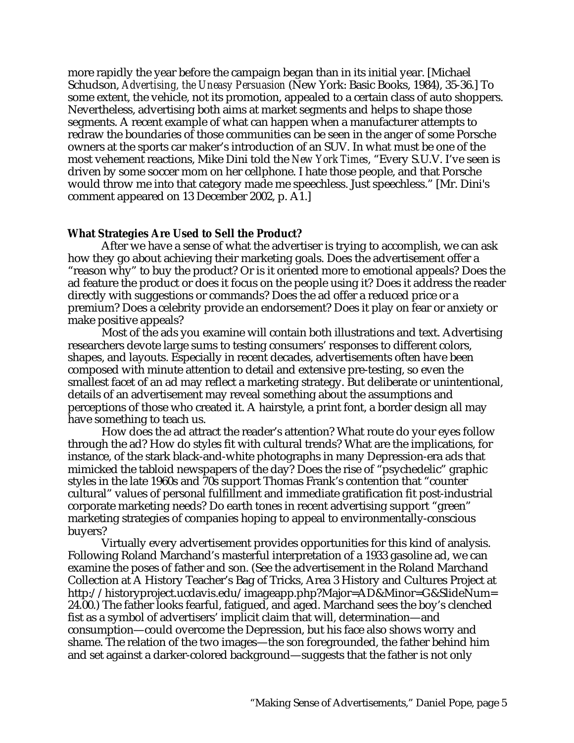more rapidly the year before the campaign began than in its initial year. [Michael Schudson, *Advertising, the Uneasy Persuasion* (New York: Basic Books, 1984), 35-36.] To some extent, the vehicle, not its promotion, appealed to a certain class of auto shoppers. Nevertheless, advertising both aims at market segments and helps to shape those segments. A recent example of what can happen when a manufacturer attempts to redraw the boundaries of those communities can be seen in the anger of some Porsche owners at the sports car maker's introduction of an SUV. In what must be one of the most vehement reactions, Mike Dini told the *New York Times*, "Every S.U.V. I've seen is driven by some soccer mom on her cellphone. I hate those people, and that Porsche would throw me into that category made me speechless. Just speechless." [Mr. Dini's comment appeared on 13 December 2002, p. A1.]

**What Strategies Are Used to Sell the Product?**

After we have a sense of what the advertiser is trying to accomplish, we can ask how they go about achieving their marketing goals. Does the advertisement offer a "reason why" to buy the product? Or is it oriented more to emotional appeals? Does the ad feature the product or does it focus on the people using it? Does it address the reader directly with suggestions or commands? Does the ad offer a reduced price or a premium? Does a celebrity provide an endorsement? Does it play on fear or anxiety or make positive appeals?

Most of the ads you examine will contain both illustrations and text. Advertising researchers devote large sums to testing consumers' responses to different colors, shapes, and layouts. Especially in recent decades, advertisements often have been composed with minute attention to detail and extensive pre-testing, so even the smallest facet of an ad may reflect a marketing strategy. But deliberate or unintentional, details of an advertisement may reveal something about the assumptions and perceptions of those who created it. A hairstyle, a print font, a border design all may have something to teach us.

How does the ad attract the reader's attention? What route do your eyes follow through the ad? How do styles fit with cultural trends? What are the implications, for instance, of the stark black-and-white photographs in many Depression-era ads that mimicked the tabloid newspapers of the day? Does the rise of "psychedelic" graphic styles in the late 1960s and 70s support Thomas Frank's contention that "counter cultural" values of personal fulfillment and immediate gratification fit post-industrial corporate marketing needs? Do earth tones in recent advertising support "green" marketing strategies of companies hoping to appeal to environmentally-conscious buyers?

Virtually every advertisement provides opportunities for this kind of analysis. Following Roland Marchand's masterful interpretation of a 1933 gasoline ad, we can examine the poses of father and son. (See the advertisement in the Roland Marchand Collection at A History Teacher's Bag of Tricks, Area 3 History and Cultures Project at http://historyproject.ucdavis.edu/imageapp.php?Major=AD&Minor=G&SlideNum=24.00.) The father looks fearful, fatigued, and aged. Marchand sees the boy's clenched fist as a symbol of advertisers' implicit claim that will, determination—and consumption—could overcome the Depression, but his face also shows worry and shame. The relation of the two images—the son foregrounded, the father behind him and set against a darker-colored background—suggests that the father is not only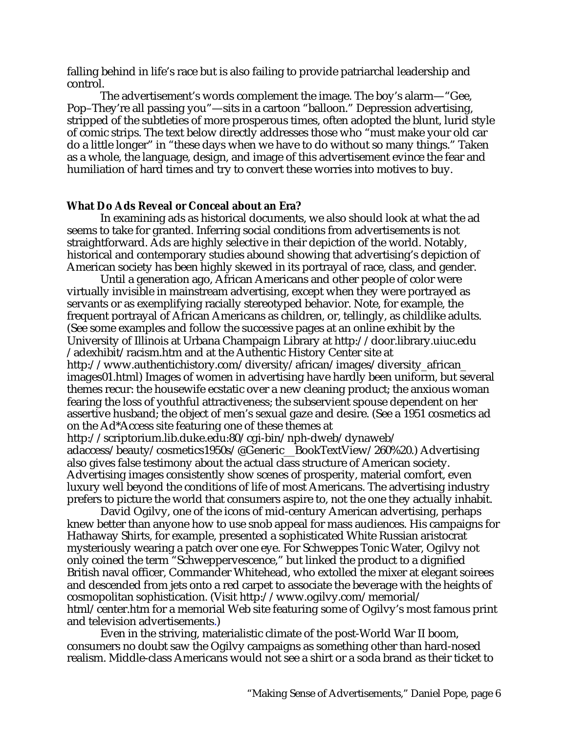falling behind in life's race but is also failing to provide patriarchal leadership and control.

The advertisement's words complement the image. The boy's alarm—"Gee, Pop–They're all passing you"—sits in a cartoon "balloon." Depression advertising, stripped of the subtleties of more prosperous times, often adopted the blunt, lurid style of comic strips. The text below directly addresses those who "must make your old car do a little longer" in "these days when we have to do without so many things." Taken as a whole, the language, design, and image of this advertisement evince the fear and humiliation of hard times and try to convert these worries into motives to buy.

### What Do Ads Reveal or Conceal about an Era?

In examining ads as historical documents, we also should look at what the ad seems to take for granted. Inferring social conditions from advertisements is not straightforward. Ads are highly selective in their depiction of the world. Notably, historical and contemporary studies abound showing that advertising's depiction of American society has been highly skewed in its portrayal of race, class, and gender.

Until a generation ago, African Americans and other people of color were virtually invisible in mainstream advertising, except when they were portrayed as servants or as exemplifying racially stereotyped behavior. Note, for example, the frequent portrayal of African Americans as children, or, tellingly, as childlike adults. (See some examples and follow the successive pages at an online exhibit by the University of Illinois at Urbana Champaign Library at http://door.library.uiuc.edu /adexhibit/racism.htm and at the Authentic History Center site at http://www.authentichistory.com/diversity/african/images/diversity_african_images01.html) Images of women in advertising have hardly been uniform, but several themes recur: the housewife ecstatic over a new cleaning product; the anxious woman fearing the loss of youthful attractiveness; the subservient spouse dependent on her assertive husband; the object of men's sexual gaze and desire. (See a 1951 cosmetics ad on the Ad*Access site featuring one of these themes at http://scriptorium.lib.duke.edu:80/cgi-bin/nph-dweb/dynaweb/adaccess/beauty/cosmetics1950s/@Generic__BookTextView/260%20.) Advertising also gives false testimony about the actual class structure of American society. Advertising images consistently show scenes of prosperity, material comfort, even luxury well beyond the conditions of life of most Americans. The advertising industry prefers to picture the world that consumers aspire to, not the one they actually inhabit.

David Ogilvy, one of the icons of mid-century American advertising, perhaps knew better than anyone how to use snob appeal for mass audiences. His campaigns for Hathaway Shirts, for example, presented a sophisticated White Russian aristocrat mysteriously wearing a patch over one eye. For Schweppes Tonic Water, Ogilvy not only coined the term "Schweppervescence," but linked the product to a dignified British naval officer, Commander Whitehead, who extolled the mixer at elegant soirees and descended from jets onto a red carpet to associate the beverage with the heights of cosmopolitan sophistication. (Visit http://www.ogilvy.com/memorial/html/center.htm for a memorial Web site featuring some of Ogilvy's most famous print and television advertisements.)

Even in the striving, materialistic climate of the post-World War II boom, consumers no doubt saw the Ogilvy campaigns as something other than hard-nosed realism. Middle-class Americans would not see a shirt or a soda brand as their ticket to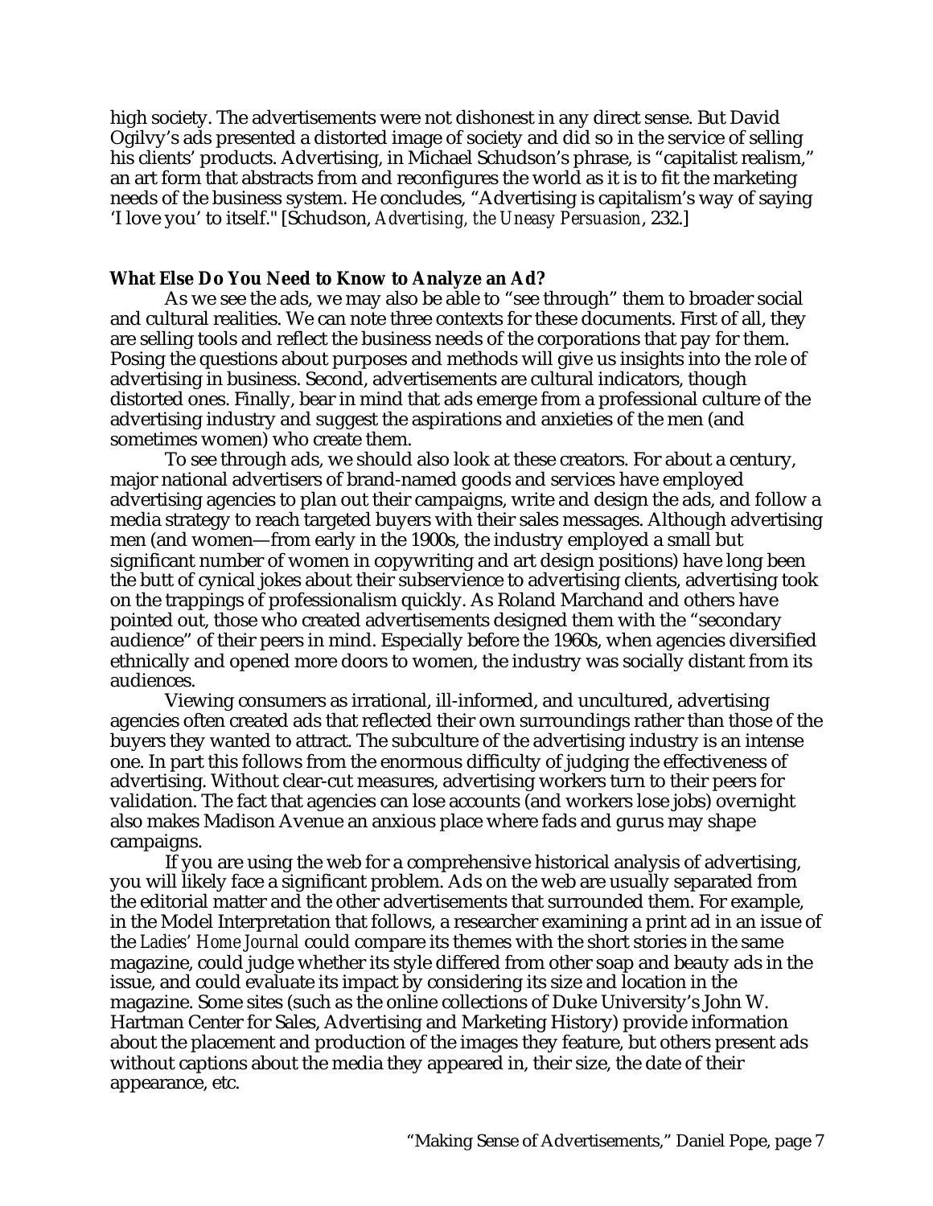high society. The advertisements were not dishonest in any direct sense. But David Ogilvy's ads presented a distorted image of society and did so in the service of selling his clients' products. Advertising, in Michael Schudson's phrase, is "capitalist realism," an art form that abstracts from and reconfigures the world as it is to fit the marketing needs of the business system. He concludes, "Advertising is capitalism's way of saying 'I love you' to itself." [Schudson, *Advertising, the Uneasy Persuasion*, 232.]

### What Else Do You Need to Know to Analyze an Ad?

As we see the ads, we may also be able to "see through" them to broader social and cultural realities. We can note three contexts for these documents. First of all, they are selling tools and reflect the business needs of the corporations that pay for them. Posing the questions about purposes and methods will give us insights into the role of advertising in business. Second, advertisements are cultural indicators, though distorted ones. Finally, bear in mind that ads emerge from a professional culture of the advertising industry and suggest the aspirations and anxieties of the men (and sometimes women) who create them.

To see through ads, we should also look at these creators. For about a century, major national advertisers of brand-named goods and services have employed advertising agencies to plan out their campaigns, write and design the ads, and follow a media strategy to reach targeted buyers with their sales messages. Although advertising men (and women—from early in the 1900s, the industry employed a small but significant number of women in copywriting and art design positions) have long been the butt of cynical jokes about their subservience to advertising clients, advertising took on the trappings of professionalism quickly. As Roland Marchand and others have pointed out, those who created advertisements designed them with the "secondary audience" of their peers in mind. Especially before the 1960s, when agencies diversified ethnically and opened more doors to women, the industry was socially distant from its audiences.

Viewing consumers as irrational, ill-informed, and uncultured, advertising agencies often created ads that reflected their own surroundings rather than those of the buyers they wanted to attract. The subculture of the advertising industry is an intense one. In part this follows from the enormous difficulty of judging the effectiveness of advertising. Without clear-cut measures, advertising workers turn to their peers for validation. The fact that agencies can lose accounts (and workers lose jobs) overnight also makes Madison Avenue an anxious place where fads and gurus may shape campaigns.

If you are using the web for a comprehensive historical analysis of advertising, you will likely face a significant problem. Ads on the web are usually separated from the editorial matter and the other advertisements that surrounded them. For example, in the Model Interpretation that follows, a researcher examining a print ad in an issue of the *Ladies' Home Journal* could compare its themes with the short stories in the same magazine, could judge whether its style differed from other soap and beauty ads in the issue, and could evaluate its impact by considering its size and location in the magazine. Some sites (such as the online collections of Duke University's John W. Hartman Center for Sales, Advertising and Marketing History) provide information about the placement and production of the images they feature, but others present ads without captions about the media they appeared in, their size, the date of their appearance, etc.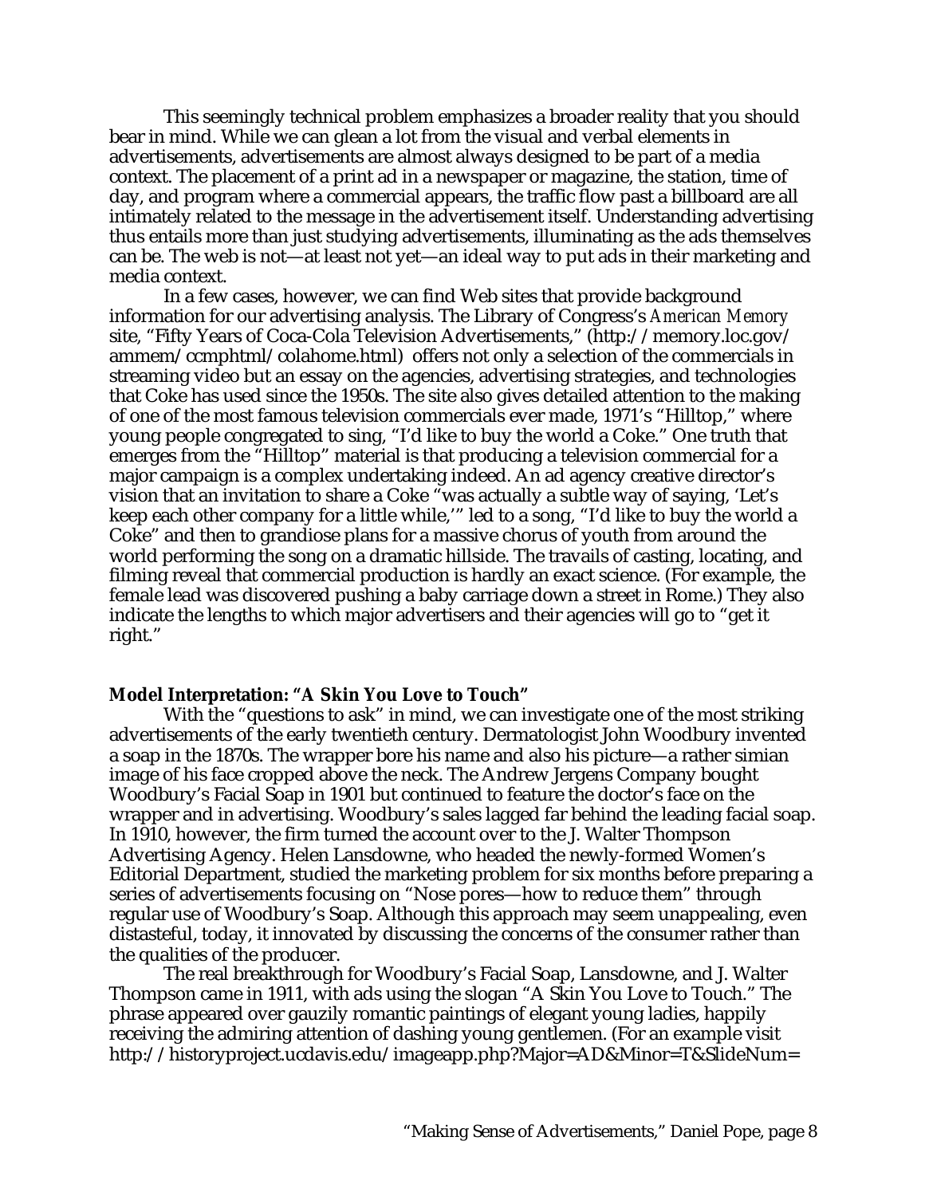This seemingly technical problem emphasizes a broader reality that you should bear in mind. While we can glean a lot from the visual and verbal elements in advertisements, advertisements are almost always designed to be part of a media context. The placement of a print ad in a newspaper or magazine, the station, time of day, and program where a commercial appears, the traffic flow past a billboard are all intimately related to the message in the advertisement itself. Understanding advertising thus entails more than just studying advertisements, illuminating as the ads themselves can be. The web is not—at least not yet—an ideal way to put ads in their marketing and media context.

In a few cases, however, we can find Web sites that provide background information for our advertising analysis. The Library of Congress's *American Memory* site, "Fifty Years of Coca-Cola Television Advertisements," (http://memory.loc.gov/ammem/ccmphtml/colahome.html) offers not only a selection of the commercials in streaming video but an essay on the agencies, advertising strategies, and technologies that Coke has used since the 1950s. The site also gives detailed attention to the making of one of the most famous television commercials ever made, 1971's "Hilltop," where young people congregated to sing, "I'd like to buy the world a Coke." One truth that emerges from the "Hilltop" material is that producing a television commercial for a major campaign is a complex undertaking indeed. An ad agency creative director's vision that an invitation to share a Coke "was actually a subtle way of saying, 'Let's keep each other company for a little while,'" led to a song, "I'd like to buy the world a Coke" and then to grandiose plans for a massive chorus of youth from around the world performing the song on a dramatic hillside. The travails of casting, locating, and filming reveal that commercial production is hardly an exact science. (For example, the female lead was discovered pushing a baby carriage down a street in Rome.) They also indicate the lengths to which major advertisers and their agencies will go to "get it right."

**Model Interpretation: "A Skin You Love to Touch"**

With the "questions to ask" in mind, we can investigate one of the most striking advertisements of the early twentieth century. Dermatologist John Woodbury invented a soap in the 1870s. The wrapper bore his name and also his picture—a rather simian image of his face cropped above the neck. The Andrew Jergens Company bought Woodbury's Facial Soap in 1901 but continued to feature the doctor's face on the wrapper and in advertising. Woodbury's sales lagged far behind the leading facial soap. In 1910, however, the firm turned the account over to the J. Walter Thompson Advertising Agency. Helen Lansdowne, who headed the newly-formed Women's Editorial Department, studied the marketing problem for six months before preparing a series of advertisements focusing on "Nose pores—how to reduce them" through regular use of Woodbury's Soap. Although this approach may seem unappealing, even distasteful, today, it innovated by discussing the concerns of the consumer rather than the qualities of the producer.

The real breakthrough for Woodbury's Facial Soap, Lansdowne, and J. Walter Thompson came in 1911, with ads using the slogan "A Skin You Love to Touch." The phrase appeared over gauzily romantic paintings of elegant young ladies, happily receiving the admiring attention of dashing young gentlemen. (For an example visit http://historyproject.ucdavis.edu/imageapp.php?Major=AD&Minor=T&SlideNum=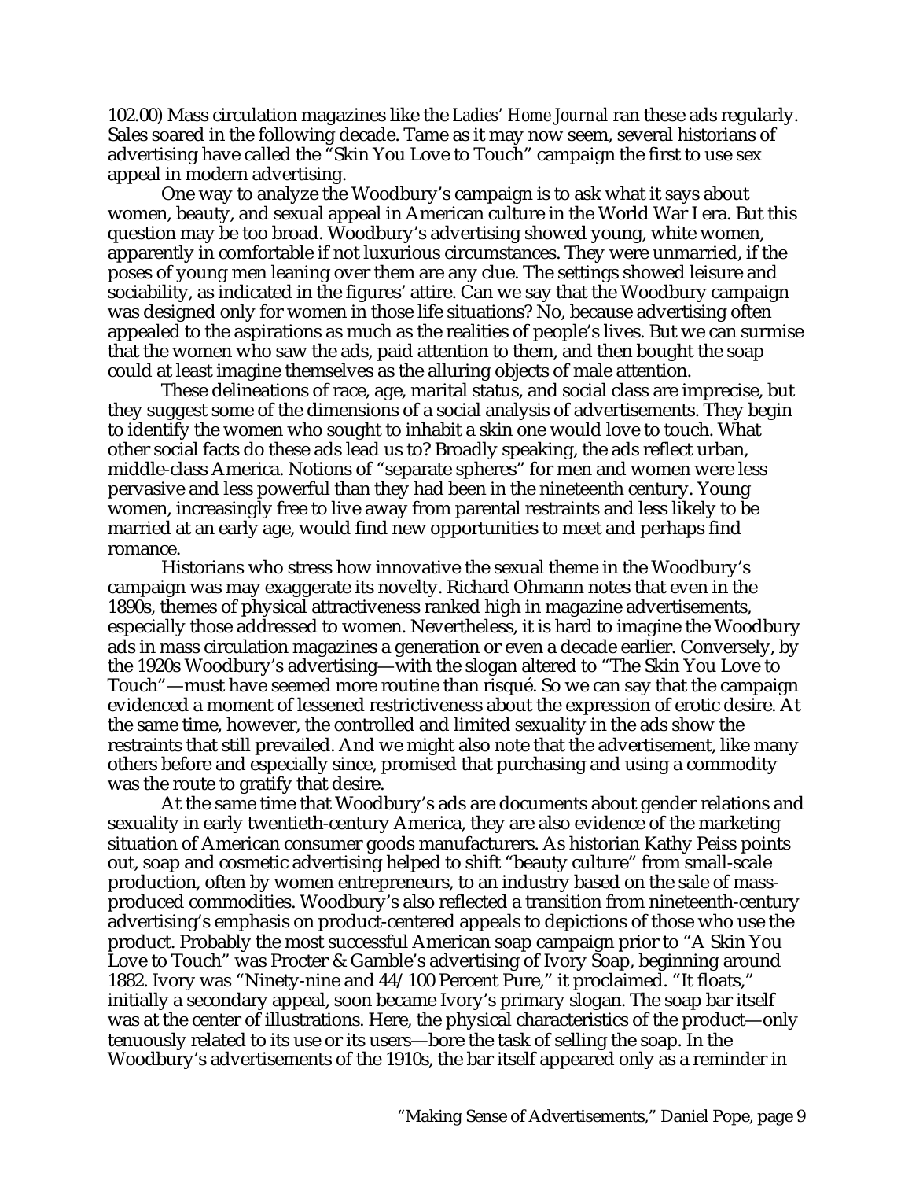102.00) Mass circulation magazines like the *Ladies' Home Journal* ran these ads regularly. Sales soared in the following decade. Tame as it may now seem, several historians of advertising have called the "Skin You Love to Touch" campaign the first to use sex appeal in modern advertising.

One way to analyze the Woodbury's campaign is to ask what it says about women, beauty, and sexual appeal in American culture in the World War I era. But this question may be too broad. Woodbury's advertising showed young, white women, apparently in comfortable if not luxurious circumstances. They were unmarried, if the poses of young men leaning over them are any clue. The settings showed leisure and sociability, as indicated in the figures' attire. Can we say that the Woodbury campaign was designed only for women in those life situations? No, because advertising often appealed to the aspirations as much as the realities of people's lives. But we can surmise that the women who saw the ads, paid attention to them, and then bought the soap could at least imagine themselves as the alluring objects of male attention.

These delineations of race, age, marital status, and social class are imprecise, but they suggest some of the dimensions of a social analysis of advertisements. They begin to identify the women who sought to inhabit a skin one would love to touch. What other social facts do these ads lead us to? Broadly speaking, the ads reflect urban, middle-class America. Notions of "separate spheres" for men and women were less pervasive and less powerful than they had been in the nineteenth century. Young women, increasingly free to live away from parental restraints and less likely to be married at an early age, would find new opportunities to meet and perhaps find romance.

Historians who stress how innovative the sexual theme in the Woodbury's campaign was may exaggerate its novelty. Richard Ohmann notes that even in the 1890s, themes of physical attractiveness ranked high in magazine advertisements, especially those addressed to women. Nevertheless, it is hard to imagine the Woodbury ads in mass circulation magazines a generation or even a decade earlier. Conversely, by the 1920s Woodbury's advertising—with the slogan altered to "The Skin You Love to Touch"—must have seemed more routine than risqué. So we can say that the campaign evidenced a moment of lessened restrictiveness about the expression of erotic desire. At the same time, however, the controlled and limited sexuality in the ads show the restraints that still prevailed. And we might also note that the advertisement, like many others before and especially since, promised that purchasing and using a commodity was the route to gratify that desire.

At the same time that Woodbury's ads are documents about gender relations and sexuality in early twentieth-century America, they are also evidence of the marketing situation of American consumer goods manufacturers. As historian Kathy Peiss points out, soap and cosmetic advertising helped to shift "beauty culture" from small-scale production, often by women entrepreneurs, to an industry based on the sale of mass-produced commodities. Woodbury's also reflected a transition from nineteenth-century advertising's emphasis on product-centered appeals to depictions of those who use the product. Probably the most successful American soap campaign prior to "A Skin You Love to Touch" was Procter & Gamble's advertising of Ivory Soap, beginning around 1882. Ivory was "Ninety-nine and 44/100 Percent Pure," it proclaimed. "It floats," initially a secondary appeal, soon became Ivory's primary slogan. The soap bar itself was at the center of illustrations. Here, the physical characteristics of the product—only tenuously related to its use or its users—bore the task of selling the soap. In the Woodbury's advertisements of the 1910s, the bar itself appeared only as a reminder in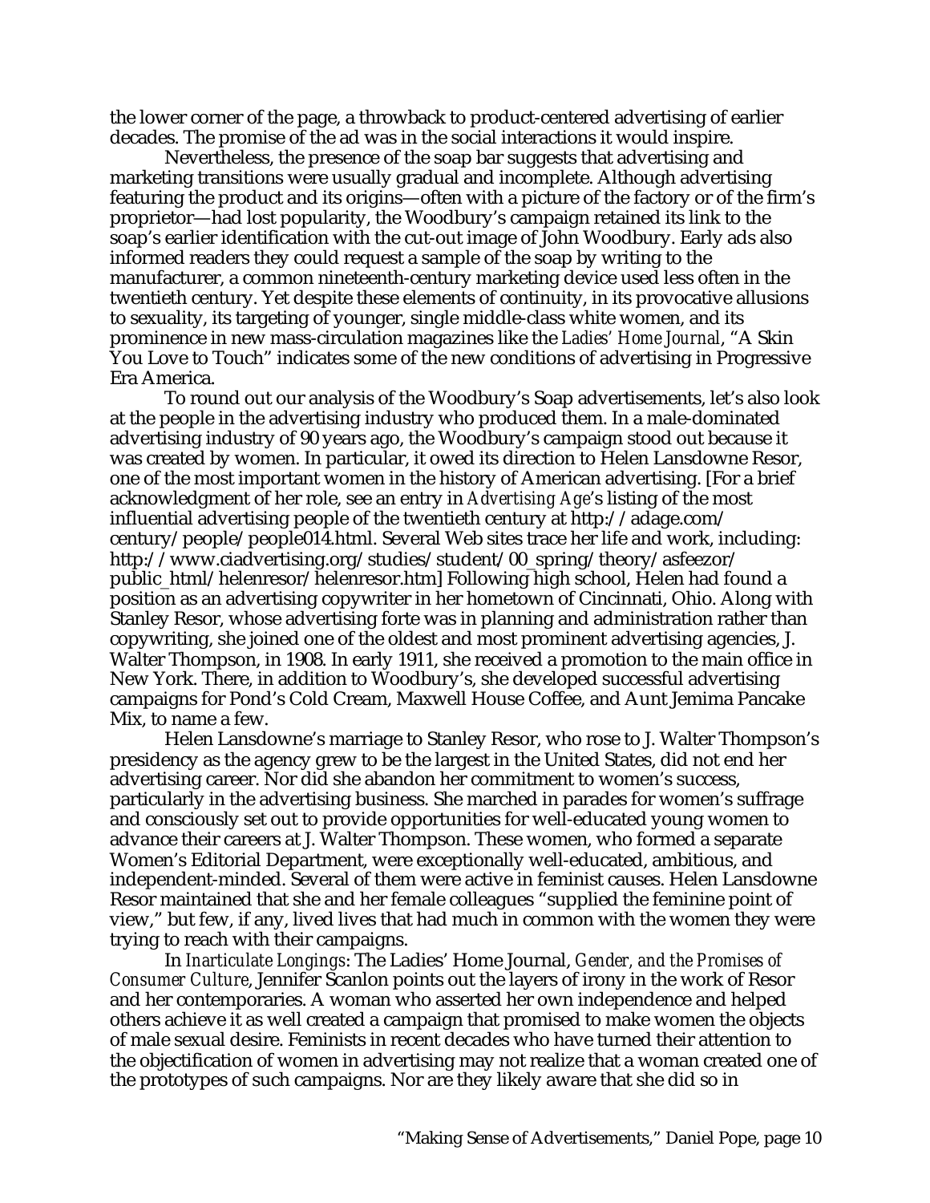the lower corner of the page, a throwback to product-centered advertising of earlier decades. The promise of the ad was in the social interactions it would inspire.

Nevertheless, the presence of the soap bar suggests that advertising and marketing transitions were usually gradual and incomplete. Although advertising featuring the product and its origins—often with a picture of the factory or of the firm's proprietor—had lost popularity, the Woodbury's campaign retained its link to the soap's earlier identification with the cut-out image of John Woodbury. Early ads also informed readers they could request a sample of the soap by writing to the manufacturer, a common nineteenth-century marketing device used less often in the twentieth century. Yet despite these elements of continuity, in its provocative allusions to sexuality, its targeting of younger, single middle-class white women, and its prominence in new mass-circulation magazines like the *Ladies' Home Journal*, "A Skin You Love to Touch" indicates some of the new conditions of advertising in Progressive Era America.

To round out our analysis of the Woodbury's Soap advertisements, let's also look at the people in the advertising industry who produced them. In a male-dominated advertising industry of 90 years ago, the Woodbury's campaign stood out because it was created by women. In particular, it owed its direction to Helen Lansdowne Resor, one of the most important women in the history of American advertising. [For a brief acknowledgment of her role, see an entry in *Advertising Age*'s listing of the most influential advertising people of the twentieth century at http://adage.com/century/people/people014.html. Several Web sites trace her life and work, including: http://www.ciadvertising.org/studies/student/00_spring/theory/asfeezor/public_html/helenresor/helenresor.htm] Following high school, Helen had found a position as an advertising copywriter in her hometown of Cincinnati, Ohio. Along with Stanley Resor, whose advertising forte was in planning and administration rather than copywriting, she joined one of the oldest and most prominent advertising agencies, J. Walter Thompson, in 1908. In early 1911, she received a promotion to the main office in New York. There, in addition to Woodbury's, she developed successful advertising campaigns for Pond's Cold Cream, Maxwell House Coffee, and Aunt Jemima Pancake Mix, to name a few.

Helen Lansdowne's marriage to Stanley Resor, who rose to J. Walter Thompson's presidency as the agency grew to be the largest in the United States, did not end her advertising career. Nor did she abandon her commitment to women's success, particularly in the advertising business. She marched in parades for women's suffrage and consciously set out to provide opportunities for well-educated young women to advance their careers at J. Walter Thompson. These women, who formed a separate Women's Editorial Department, were exceptionally well-educated, ambitious, and independent-minded. Several of them were active in feminist causes. Helen Lansdowne Resor maintained that she and her female colleagues "supplied the feminine point of view," but few, if any, lived lives that had much in common with the women they were trying to reach with their campaigns.

In *Inarticulate Longings*: The Ladies' Home Journal, *Gender, and the Promises of Consumer Culture*, Jennifer Scanlon points out the layers of irony in the work of Resor and her contemporaries. A woman who asserted her own independence and helped others achieve it as well created a campaign that promised to make women the objects of male sexual desire. Feminists in recent decades who have turned their attention to the objectification of women in advertising may not realize that a woman created one of the prototypes of such campaigns. Nor are they likely aware that she did so in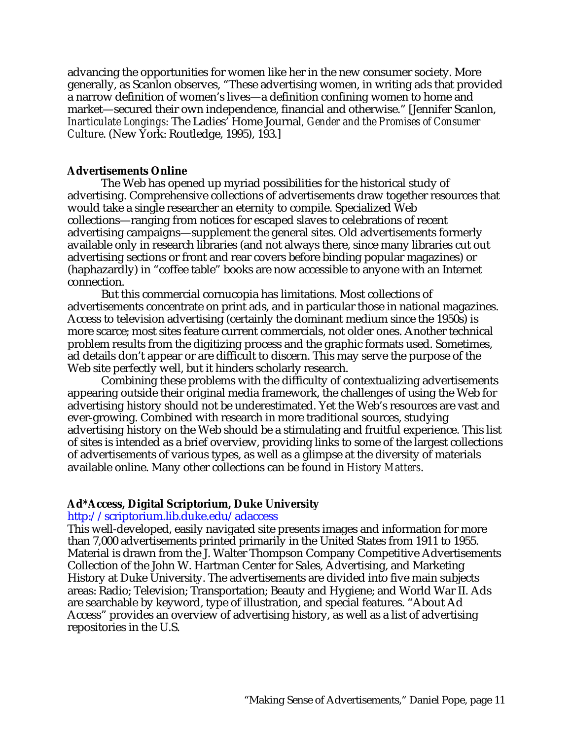advancing the opportunities for women like her in the new consumer society. More generally, as Scanlon observes, "These advertising women, in writing ads that provided a narrow definition of women's lives—a definition confining women to home and market—secured their own independence, financial and otherwise." [Jennifer Scanlon, *Inarticulate Longings:* The Ladies' Home Journal*, Gender and the Promises of Consumer Culture*. (New York: Routledge, 1995), 193.]

**Advertisements Online**

The Web has opened up myriad possibilities for the historical study of advertising. Comprehensive collections of advertisements draw together resources that would take a single researcher an eternity to compile. Specialized Web collections—ranging from notices for escaped slaves to celebrations of recent advertising campaigns—supplement the general sites. Old advertisements formerly available only in research libraries (and not always there, since many libraries cut out advertising sections or front and rear covers before binding popular magazines) or (haphazardly) in "coffee table" books are now accessible to anyone with an Internet connection.

But this commercial cornucopia has limitations. Most collections of advertisements concentrate on print ads, and in particular those in national magazines. Access to television advertising (certainly the dominant medium since the 1950s) is more scarce; most sites feature current commercials, not older ones. Another technical problem results from the digitizing process and the graphic formats used. Sometimes, ad details don't appear or are difficult to discern. This may serve the purpose of the Web site perfectly well, but it hinders scholarly research.

Combining these problems with the difficulty of contextualizing advertisements appearing outside their original media framework, the challenges of using the Web for advertising history should not be underestimated. Yet the Web's resources are vast and ever-growing. Combined with research in more traditional sources, studying advertising history on the Web should be a stimulating and fruitful experience. This list of sites is intended as a brief overview, providing links to some of the largest collections of advertisements of various types, as well as a glimpse at the diversity of materials available online. Many other collections can be found in *History Matters*.

**Ad*Access, Digital Scriptorium, Duke University**
http://scriptorium.lib.duke.edu/adaccess
This well-developed, easily navigated site presents images and information for more than 7,000 advertisements printed primarily in the United States from 1911 to 1955. Material is drawn from the J. Walter Thompson Company Competitive Advertisements Collection of the John W. Hartman Center for Sales, Advertising, and Marketing History at Duke University. The advertisements are divided into five main subjects areas: Radio; Television; Transportation; Beauty and Hygiene; and World War II. Ads are searchable by keyword, type of illustration, and special features. "About Ad Access" provides an overview of advertising history, as well as a list of advertising repositories in the U.S.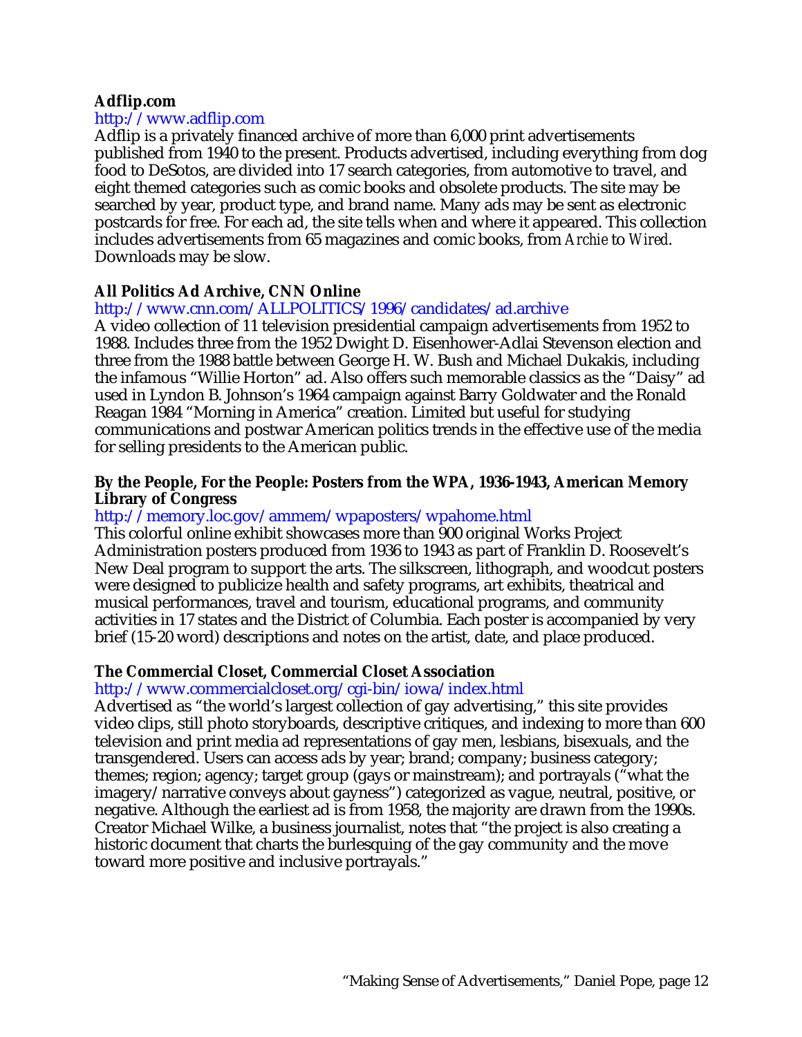**Adflip.com**

http://www.adflip.com

Adflip is a privately financed archive of more than 6,000 print advertisements published from 1940 to the present. Products advertised, including everything from dog food to DeSotos, are divided into 17 search categories, from automotive to travel, and eight themed categories such as comic books and obsolete products. The site may be searched by year, product type, and brand name. Many ads may be sent as electronic postcards for free. For each ad, the site tells when and where it appeared. This collection includes advertisements from 65 magazines and comic books, from *Archie* to *Wired*. Downloads may be slow.

**All Politics Ad Archive, CNN Online**

http://www.cnn.com/ALLPOLITICS/1996/candidates/ad.archive

A video collection of 11 television presidential campaign advertisements from 1952 to 1988. Includes three from the 1952 Dwight D. Eisenhower-Adlai Stevenson election and three from the 1988 battle between George H. W. Bush and Michael Dukakis, including the infamous "Willie Horton" ad. Also offers such memorable classics as the "Daisy" ad used in Lyndon B. Johnson's 1964 campaign against Barry Goldwater and the Ronald Reagan 1984 "Morning in America" creation. Limited but useful for studying communications and postwar American politics trends in the effective use of the media for selling presidents to the American public.

**By the People, For the People: Posters from the WPA, 1936-1943, American Memory Library of Congress**

http://memory.loc.gov/ammem/wpaposters/wpahome.html

This colorful online exhibit showcases more than 900 original Works Project Administration posters produced from 1936 to 1943 as part of Franklin D. Roosevelt's New Deal program to support the arts. The silkscreen, lithograph, and woodcut posters were designed to publicize health and safety programs, art exhibits, theatrical and musical performances, travel and tourism, educational programs, and community activities in 17 states and the District of Columbia. Each poster is accompanied by very brief (15-20 word) descriptions and notes on the artist, date, and place produced.

**The Commercial Closet, Commercial Closet Association**

http://www.commercialcloset.org/cgi-bin/iowa/index.html

Advertised as "the world's largest collection of gay advertising," this site provides video clips, still photo storyboards, descriptive critiques, and indexing to more than 600 television and print media ad representations of gay men, lesbians, bisexuals, and the transgendered. Users can access ads by year; brand; company; business category; themes; region; agency; target group (gays or mainstream); and portrayals ("what the imagery/narrative conveys about gayness") categorized as vague, neutral, positive, or negative. Although the earliest ad is from 1958, the majority are drawn from the 1990s. Creator Michael Wilke, a business journalist, notes that "the project is also creating a historic document that charts the burlesquing of the gay community and the move toward more positive and inclusive portrayals."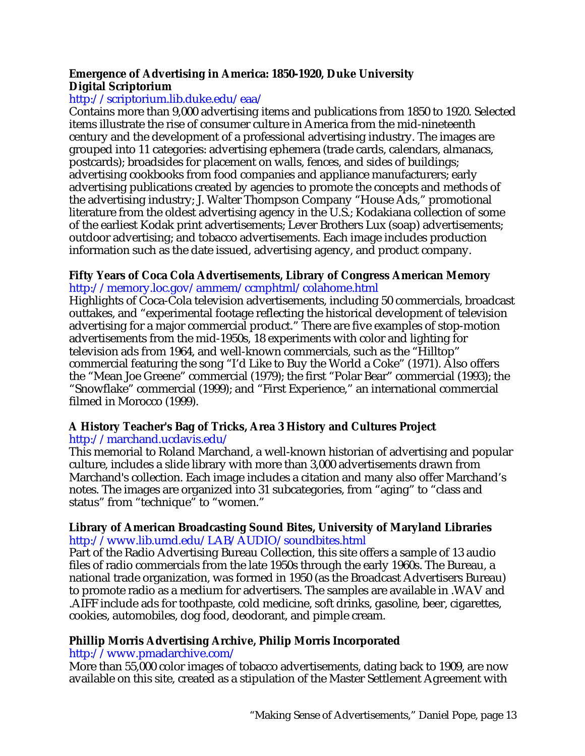**Emergence of Advertising in America: 1850-1920, Duke University Digital Scriptorium**
http://scriptorium.lib.duke.edu/eaa/
Contains more than 9,000 advertising items and publications from 1850 to 1920. Selected items illustrate the rise of consumer culture in America from the mid-nineteenth century and the development of a professional advertising industry. The images are grouped into 11 categories: advertising ephemera (trade cards, calendars, almanacs, postcards); broadsides for placement on walls, fences, and sides of buildings; advertising cookbooks from food companies and appliance manufacturers; early advertising publications created by agencies to promote the concepts and methods of the advertising industry; J. Walter Thompson Company "House Ads," promotional literature from the oldest advertising agency in the U.S.; Kodakiana collection of some of the earliest Kodak print advertisements; Lever Brothers Lux (soap) advertisements; outdoor advertising; and tobacco advertisements. Each image includes production information such as the date issued, advertising agency, and product company.

**Fifty Years of Coca Cola Advertisements, Library of Congress American Memory**
http://memory.loc.gov/ammem/ccmphtml/colahome.html
Highlights of Coca-Cola television advertisements, including 50 commercials, broadcast outtakes, and "experimental footage reflecting the historical development of television advertising for a major commercial product." There are five examples of stop-motion advertisements from the mid-1950s, 18 experiments with color and lighting for television ads from 1964, and well-known commercials, such as the "Hilltop" commercial featuring the song "I'd Like to Buy the World a Coke" (1971). Also offers the "Mean Joe Greene" commercial (1979); the first "Polar Bear" commercial (1993); the "Snowflake" commercial (1999); and "First Experience," an international commercial filmed in Morocco (1999).

**A History Teacher's Bag of Tricks, Area 3 History and Cultures Project**
http://marchand.ucdavis.edu/
This memorial to Roland Marchand, a well-known historian of advertising and popular culture, includes a slide library with more than 3,000 advertisements drawn from Marchand's collection. Each image includes a citation and many also offer Marchand's notes. The images are organized into 31 subcategories, from "aging" to "class and status" from "technique" to "women."

**Library of American Broadcasting Sound Bites, University of Maryland Libraries**
http://www.lib.umd.edu/LAB/AUDIO/soundbites.html
Part of the Radio Advertising Bureau Collection, this site offers a sample of 13 audio files of radio commercials from the late 1950s through the early 1960s. The Bureau, a national trade organization, was formed in 1950 (as the Broadcast Advertisers Bureau) to promote radio as a medium for advertisers. The samples are available in .WAV and .AIFF include ads for toothpaste, cold medicine, soft drinks, gasoline, beer, cigarettes, cookies, automobiles, dog food, deodorant, and pimple cream.

**Phillip Morris Advertising Archive, Philip Morris Incorporated**
http://www.pmadarchive.com/
More than 55,000 color images of tobacco advertisements, dating back to 1909, are now available on this site, created as a stipulation of the Master Settlement Agreement with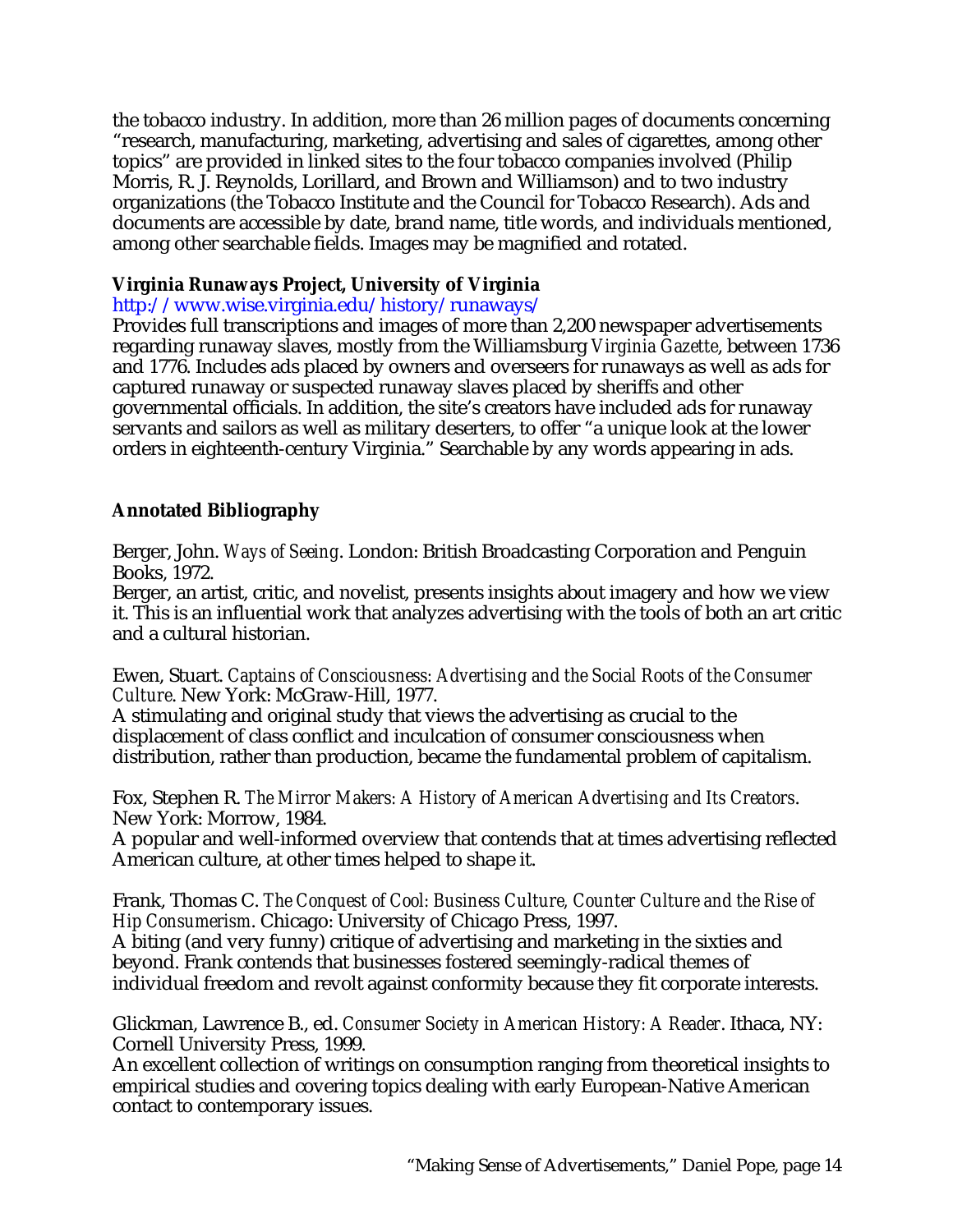the tobacco industry. In addition, more than 26 million pages of documents concerning "research, manufacturing, marketing, advertising and sales of cigarettes, among other topics" are provided in linked sites to the four tobacco companies involved (Philip Morris, R. J. Reynolds, Lorillard, and Brown and Williamson) and to two industry organizations (the Tobacco Institute and the Council for Tobacco Research). Ads and documents are accessible by date, brand name, title words, and individuals mentioned, among other searchable fields. Images may be magnified and rotated.

**Virginia Runaways Project, University of Virginia**
http://www.wise.virginia.edu/history/runaways/
Provides full transcriptions and images of more than 2,200 newspaper advertisements regarding runaway slaves, mostly from the Williamsburg *Virginia Gazette*, between 1736 and 1776. Includes ads placed by owners and overseers for runaways as well as ads for captured runaway or suspected runaway slaves placed by sheriffs and other governmental officials. In addition, the site's creators have included ads for runaway servants and sailors as well as military deserters, to offer "a unique look at the lower orders in eighteenth-century Virginia." Searchable by any words appearing in ads.

## Annotated Bibliography

Berger, John. *Ways of Seeing*. London: British Broadcasting Corporation and Penguin Books, 1972.
Berger, an artist, critic, and novelist, presents insights about imagery and how we view it. This is an influential work that analyzes advertising with the tools of both an art critic and a cultural historian.

Ewen, Stuart. *Captains of Consciousness: Advertising and the Social Roots of the Consumer Culture*. New York: McGraw-Hill, 1977.
A stimulating and original study that views the advertising as crucial to the displacement of class conflict and inculcation of consumer consciousness when distribution, rather than production, became the fundamental problem of capitalism.

Fox, Stephen R. *The Mirror Makers: A History of American Advertising and Its Creators*. New York: Morrow, 1984.
A popular and well-informed overview that contends that at times advertising reflected American culture, at other times helped to shape it.

Frank, Thomas C. *The Conquest of Cool: Business Culture, Counter Culture and the Rise of Hip Consumerism*. Chicago: University of Chicago Press, 1997.
A biting (and very funny) critique of advertising and marketing in the sixties and beyond. Frank contends that businesses fostered seemingly-radical themes of individual freedom and revolt against conformity because they fit corporate interests.

Glickman, Lawrence B., ed. *Consumer Society in American History: A Reader*. Ithaca, NY: Cornell University Press, 1999.
An excellent collection of writings on consumption ranging from theoretical insights to empirical studies and covering topics dealing with early European-Native American contact to contemporary issues.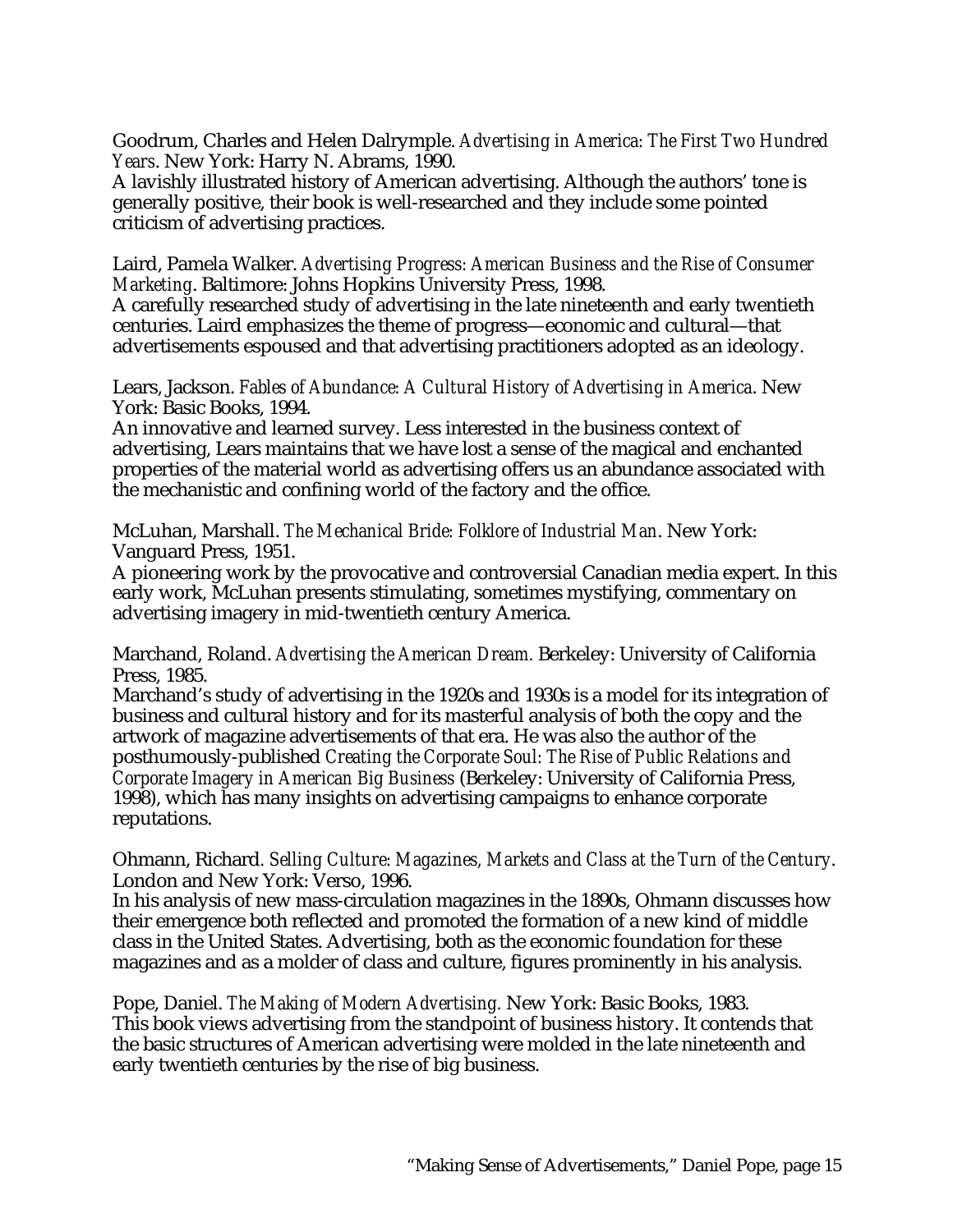Goodrum, Charles and Helen Dalrymple. *Advertising in America: The First Two Hundred Years*. New York: Harry N. Abrams, 1990.
A lavishly illustrated history of American advertising. Although the authors' tone is generally positive, their book is well-researched and they include some pointed criticism of advertising practices.

Laird, Pamela Walker. *Advertising Progress: American Business and the Rise of Consumer Marketing*. Baltimore: Johns Hopkins University Press, 1998.
A carefully researched study of advertising in the late nineteenth and early twentieth centuries. Laird emphasizes the theme of progress—economic and cultural—that advertisements espoused and that advertising practitioners adopted as an ideology.

Lears, Jackson. *Fables of Abundance: A Cultural History of Advertising in America*. New York: Basic Books, 1994.
An innovative and learned survey. Less interested in the business context of advertising, Lears maintains that we have lost a sense of the magical and enchanted properties of the material world as advertising offers us an abundance associated with the mechanistic and confining world of the factory and the office.

McLuhan, Marshall. *The Mechanical Bride: Folklore of Industrial Man*. New York: Vanguard Press, 1951.
A pioneering work by the provocative and controversial Canadian media expert. In this early work, McLuhan presents stimulating, sometimes mystifying, commentary on advertising imagery in mid-twentieth century America.

Marchand, Roland. *Advertising the American Dream.* Berkeley: University of California Press, 1985.
Marchand's study of advertising in the 1920s and 1930s is a model for its integration of business and cultural history and for its masterful analysis of both the copy and the artwork of magazine advertisements of that era. He was also the author of the posthumously-published *Creating the Corporate Soul: The Rise of Public Relations and Corporate Imagery in American Big Business* (Berkeley: University of California Press, 1998), which has many insights on advertising campaigns to enhance corporate reputations.

Ohmann, Richard. *Selling Culture: Magazines, Markets and Class at the Turn of the Century*. London and New York: Verso, 1996.
In his analysis of new mass-circulation magazines in the 1890s, Ohmann discusses how their emergence both reflected and promoted the formation of a new kind of middle class in the United States. Advertising, both as the economic foundation for these magazines and as a molder of class and culture, figures prominently in his analysis.

Pope, Daniel. *The Making of Modern Advertising.* New York: Basic Books, 1983.
This book views advertising from the standpoint of business history. It contends that the basic structures of American advertising were molded in the late nineteenth and early twentieth centuries by the rise of big business.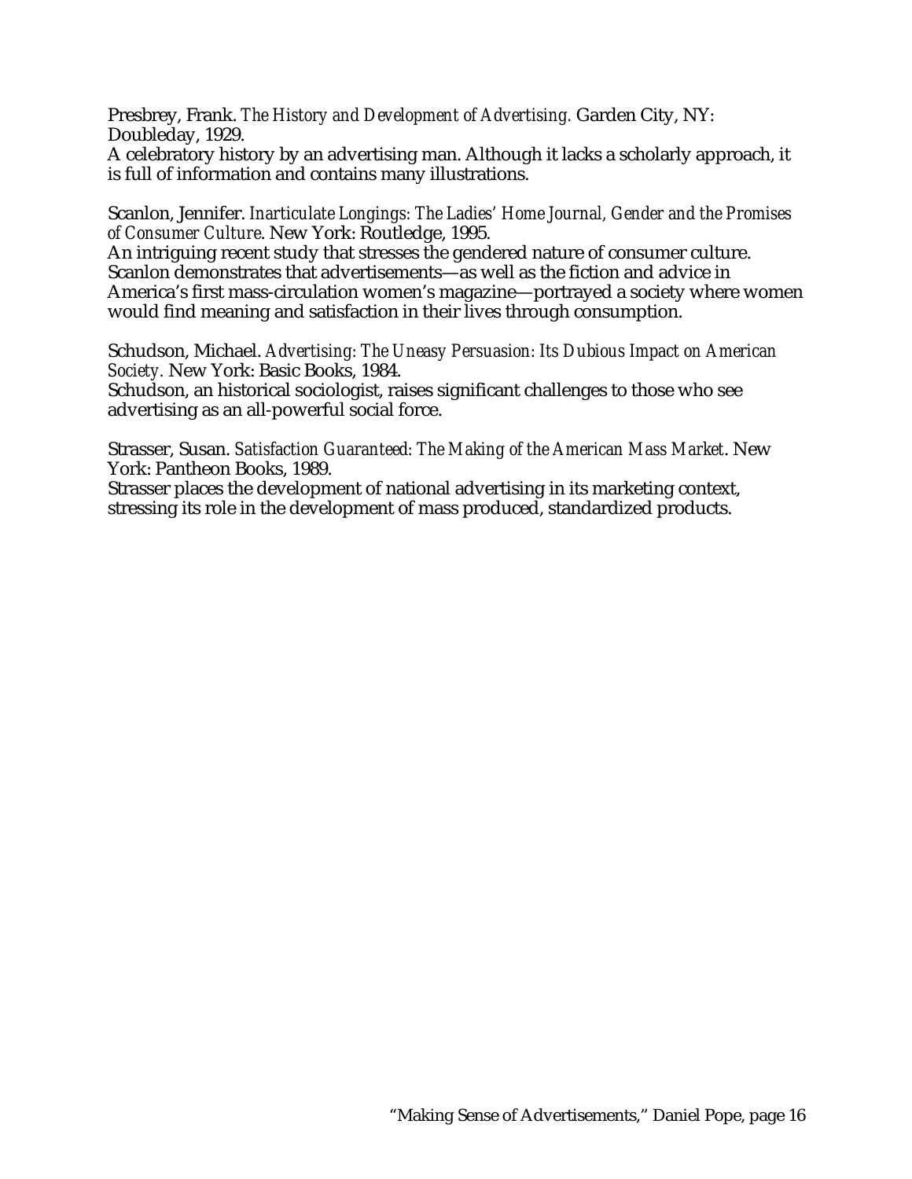Presbrey, Frank. *The History and Development of Advertising.* Garden City, NY: Doubleday, 1929.
A celebratory history by an advertising man. Although it lacks a scholarly approach, it is full of information and contains many illustrations.

Scanlon, Jennifer. *Inarticulate Longings: The Ladies' Home Journal, Gender and the Promises of Consumer Culture*. New York: Routledge, 1995.
An intriguing recent study that stresses the gendered nature of consumer culture. Scanlon demonstrates that advertisements—as well as the fiction and advice in America's first mass-circulation women's magazine—portrayed a society where women would find meaning and satisfaction in their lives through consumption.

Schudson, Michael. *Advertising: The Uneasy Persuasion: Its Dubious Impact on American Society.* New York: Basic Books, 1984.
Schudson, an historical sociologist, raises significant challenges to those who see advertising as an all-powerful social force.

Strasser, Susan. *Satisfaction Guaranteed: The Making of the American Mass Market*. New York: Pantheon Books, 1989.
Strasser places the development of national advertising in its marketing context, stressing its role in the development of mass produced, standardized products.